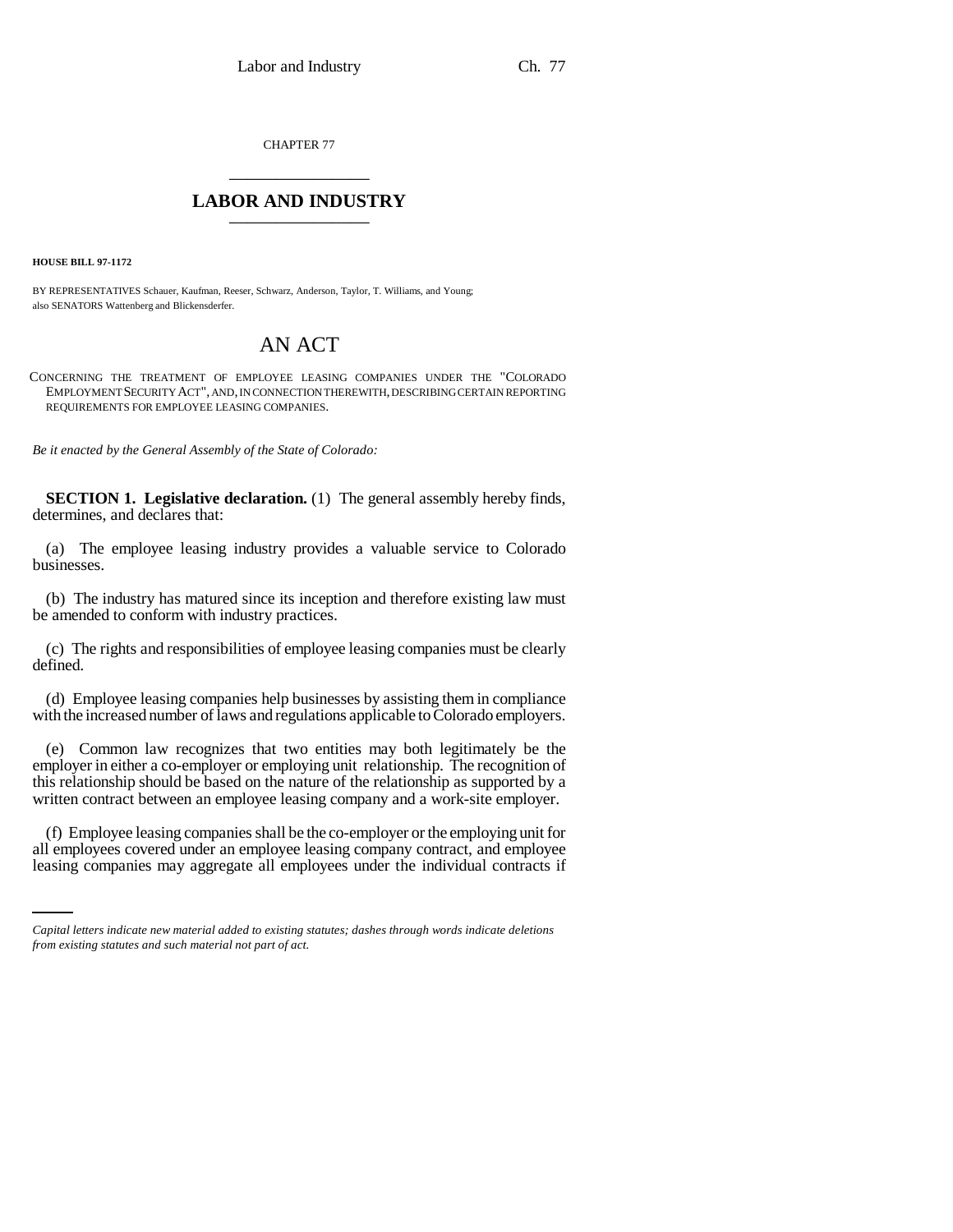CHAPTER 77

# LABOR AND INDUSTRY

**HOUSE BILL 97-1172**

BY REPRESENTATIVES Schauer, Kaufman, Reeser, Schwarz, Anderson, Taylor, T. Williams, and Young;
also SENATORS Wattenberg and Blickensderfer.

# AN ACT

CONCERNING THE TREATMENT OF EMPLOYEE LEASING COMPANIES UNDER THE "COLORADO EMPLOYMENT SECURITY ACT", AND, IN CONNECTION THEREWITH, DESCRIBING CERTAIN REPORTING REQUIREMENTS FOR EMPLOYEE LEASING COMPANIES.

*Be it enacted by the General Assembly of the State of Colorado:*

**SECTION 1. Legislative declaration.** (1) The general assembly hereby finds, determines, and declares that:

(a) The employee leasing industry provides a valuable service to Colorado businesses.

(b) The industry has matured since its inception and therefore existing law must be amended to conform with industry practices.

(c) The rights and responsibilities of employee leasing companies must be clearly defined.

(d) Employee leasing companies help businesses by assisting them in compliance with the increased number of laws and regulations applicable to Colorado employers.

(e) Common law recognizes that two entities may both legitimately be the employer in either a co-employer or employing unit relationship. The recognition of this relationship should be based on the nature of the relationship as supported by a written contract between an employee leasing company and a work-site employer.

(f) Employee leasing companies shall be the co-employer or the employing unit for all employees covered under an employee leasing company contract, and employee leasing companies may aggregate all employees under the individual contracts if

*Capital letters indicate new material added to existing statutes; dashes through words indicate deletions from existing statutes and such material not part of act.*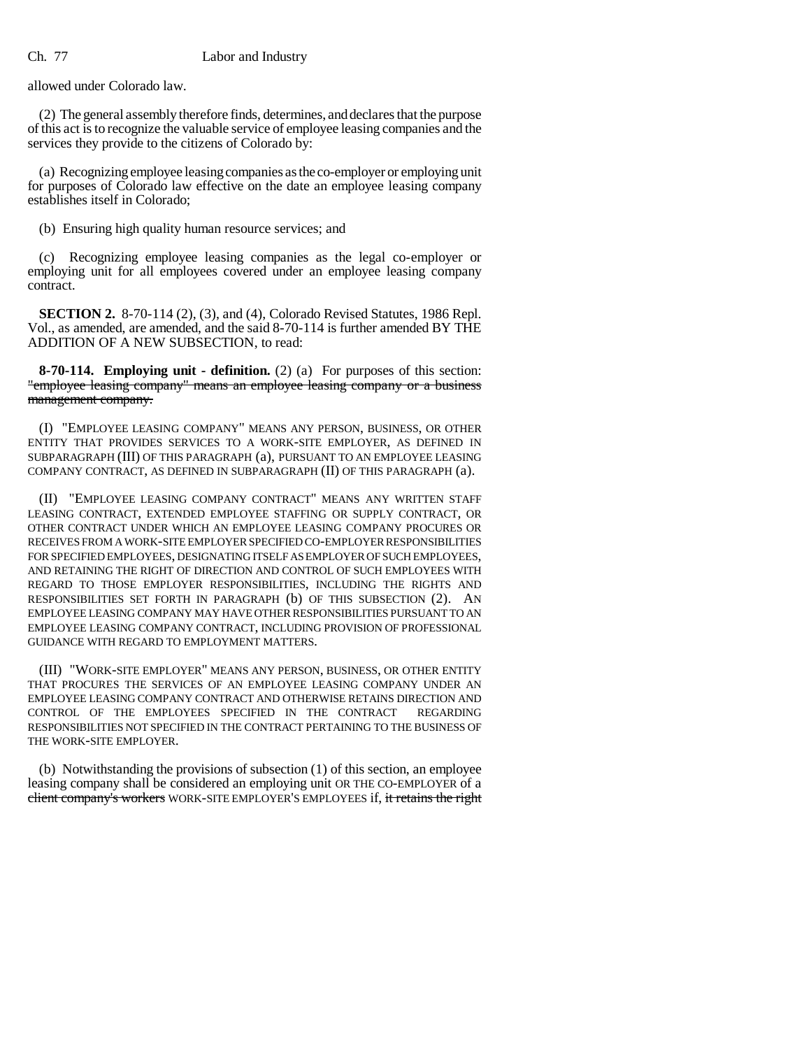allowed under Colorado law.

(2) The general assembly therefore finds, determines, and declares that the purpose of this act is to recognize the valuable service of employee leasing companies and the services they provide to the citizens of Colorado by:

(a) Recognizing employee leasing companies as the co-employer or employing unit for purposes of Colorado law effective on the date an employee leasing company establishes itself in Colorado;

(b) Ensuring high quality human resource services; and

(c) Recognizing employee leasing companies as the legal co-employer or employing unit for all employees covered under an employee leasing company contract.

**SECTION 2.** 8-70-114 (2), (3), and (4), Colorado Revised Statutes, 1986 Repl. Vol., as amended, are amended, and the said 8-70-114 is further amended BY THE ADDITION OF A NEW SUBSECTION, to read:

**8-70-114. Employing unit - definition.** (2) (a) For purposes of this section: ~~"employee leasing company" means an employee leasing company or a business management company.~~

(I) "EMPLOYEE LEASING COMPANY" MEANS ANY PERSON, BUSINESS, OR OTHER ENTITY THAT PROVIDES SERVICES TO A WORK-SITE EMPLOYER, AS DEFINED IN SUBPARAGRAPH (III) OF THIS PARAGRAPH (a), PURSUANT TO AN EMPLOYEE LEASING COMPANY CONTRACT, AS DEFINED IN SUBPARAGRAPH (II) OF THIS PARAGRAPH (a).

(II) "EMPLOYEE LEASING COMPANY CONTRACT" MEANS ANY WRITTEN STAFF LEASING CONTRACT, EXTENDED EMPLOYEE STAFFING OR SUPPLY CONTRACT, OR OTHER CONTRACT UNDER WHICH AN EMPLOYEE LEASING COMPANY PROCURES OR RECEIVES FROM A WORK-SITE EMPLOYER SPECIFIED CO-EMPLOYER RESPONSIBILITIES FOR SPECIFIED EMPLOYEES, DESIGNATING ITSELF AS EMPLOYER OF SUCH EMPLOYEES, AND RETAINING THE RIGHT OF DIRECTION AND CONTROL OF SUCH EMPLOYEES WITH REGARD TO THOSE EMPLOYER RESPONSIBILITIES, INCLUDING THE RIGHTS AND RESPONSIBILITIES SET FORTH IN PARAGRAPH (b) OF THIS SUBSECTION (2). AN EMPLOYEE LEASING COMPANY MAY HAVE OTHER RESPONSIBILITIES PURSUANT TO AN EMPLOYEE LEASING COMPANY CONTRACT, INCLUDING PROVISION OF PROFESSIONAL GUIDANCE WITH REGARD TO EMPLOYMENT MATTERS.

(III) "WORK-SITE EMPLOYER" MEANS ANY PERSON, BUSINESS, OR OTHER ENTITY THAT PROCURES THE SERVICES OF AN EMPLOYEE LEASING COMPANY UNDER AN EMPLOYEE LEASING COMPANY CONTRACT AND OTHERWISE RETAINS DIRECTION AND CONTROL OF THE EMPLOYEES SPECIFIED IN THE CONTRACT REGARDING RESPONSIBILITIES NOT SPECIFIED IN THE CONTRACT PERTAINING TO THE BUSINESS OF THE WORK-SITE EMPLOYER.

(b) Notwithstanding the provisions of subsection (1) of this section, an employee leasing company shall be considered an employing unit OR THE CO-EMPLOYER of a ~~client company's workers~~ WORK-SITE EMPLOYER'S EMPLOYEES if, ~~it retains the right~~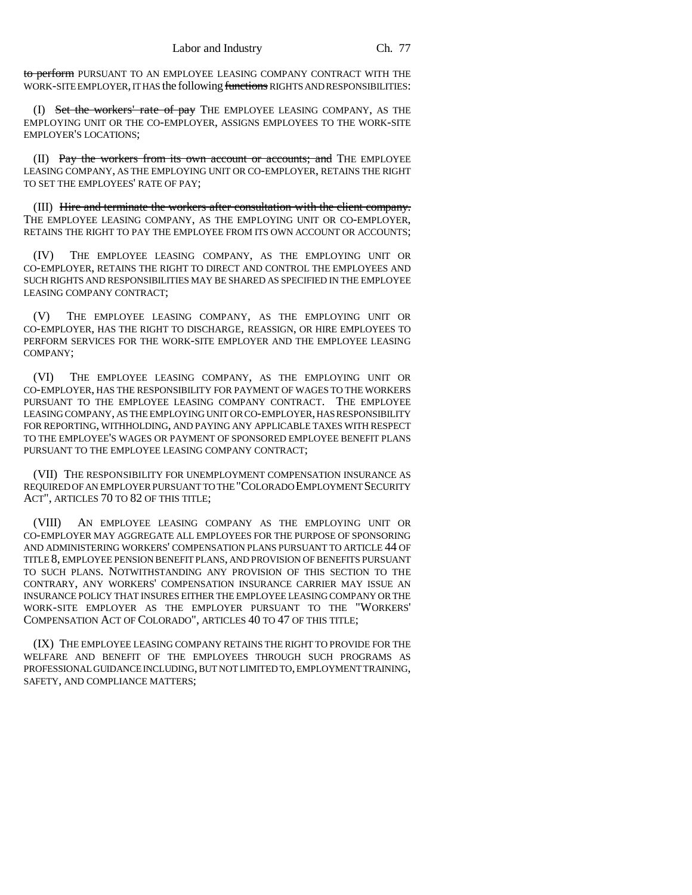~~to perform~~ PURSUANT TO AN EMPLOYEE LEASING COMPANY CONTRACT WITH THE WORK-SITE EMPLOYER, IT HAS the following ~~functions~~ RIGHTS AND RESPONSIBILITIES:

(I) ~~Set the workers' rate of pay~~ THE EMPLOYEE LEASING COMPANY, AS THE EMPLOYING UNIT OR THE CO-EMPLOYER, ASSIGNS EMPLOYEES TO THE WORK-SITE EMPLOYER'S LOCATIONS;

(II) ~~Pay the workers from its own account or accounts; and~~ THE EMPLOYEE LEASING COMPANY, AS THE EMPLOYING UNIT OR CO-EMPLOYER, RETAINS THE RIGHT TO SET THE EMPLOYEES' RATE OF PAY;

(III) ~~Hire and terminate the workers after consultation with the client company.~~ THE EMPLOYEE LEASING COMPANY, AS THE EMPLOYING UNIT OR CO-EMPLOYER, RETAINS THE RIGHT TO PAY THE EMPLOYEE FROM ITS OWN ACCOUNT OR ACCOUNTS;

(IV) THE EMPLOYEE LEASING COMPANY, AS THE EMPLOYING UNIT OR CO-EMPLOYER, RETAINS THE RIGHT TO DIRECT AND CONTROL THE EMPLOYEES AND SUCH RIGHTS AND RESPONSIBILITIES MAY BE SHARED AS SPECIFIED IN THE EMPLOYEE LEASING COMPANY CONTRACT;

(V) THE EMPLOYEE LEASING COMPANY, AS THE EMPLOYING UNIT OR CO-EMPLOYER, HAS THE RIGHT TO DISCHARGE, REASSIGN, OR HIRE EMPLOYEES TO PERFORM SERVICES FOR THE WORK-SITE EMPLOYER AND THE EMPLOYEE LEASING COMPANY;

(VI) THE EMPLOYEE LEASING COMPANY, AS THE EMPLOYING UNIT OR CO-EMPLOYER, HAS THE RESPONSIBILITY FOR PAYMENT OF WAGES TO THE WORKERS PURSUANT TO THE EMPLOYEE LEASING COMPANY CONTRACT. THE EMPLOYEE LEASING COMPANY, AS THE EMPLOYING UNIT OR CO-EMPLOYER, HAS RESPONSIBILITY FOR REPORTING, WITHHOLDING, AND PAYING ANY APPLICABLE TAXES WITH RESPECT TO THE EMPLOYEE'S WAGES OR PAYMENT OF SPONSORED EMPLOYEE BENEFIT PLANS PURSUANT TO THE EMPLOYEE LEASING COMPANY CONTRACT;

(VII) THE RESPONSIBILITY FOR UNEMPLOYMENT COMPENSATION INSURANCE AS REQUIRED OF AN EMPLOYER PURSUANT TO THE "COLORADO EMPLOYMENT SECURITY ACT", ARTICLES 70 TO 82 OF THIS TITLE;

(VIII) AN EMPLOYEE LEASING COMPANY AS THE EMPLOYING UNIT OR CO-EMPLOYER MAY AGGREGATE ALL EMPLOYEES FOR THE PURPOSE OF SPONSORING AND ADMINISTERING WORKERS' COMPENSATION PLANS PURSUANT TO ARTICLE 44 OF TITLE 8, EMPLOYEE PENSION BENEFIT PLANS, AND PROVISION OF BENEFITS PURSUANT TO SUCH PLANS. NOTWITHSTANDING ANY PROVISION OF THIS SECTION TO THE CONTRARY, ANY WORKERS' COMPENSATION INSURANCE CARRIER MAY ISSUE AN INSURANCE POLICY THAT INSURES EITHER THE EMPLOYEE LEASING COMPANY OR THE WORK-SITE EMPLOYER AS THE EMPLOYER PURSUANT TO THE "WORKERS' COMPENSATION ACT OF COLORADO", ARTICLES 40 TO 47 OF THIS TITLE;

(IX) THE EMPLOYEE LEASING COMPANY RETAINS THE RIGHT TO PROVIDE FOR THE WELFARE AND BENEFIT OF THE EMPLOYEES THROUGH SUCH PROGRAMS AS PROFESSIONAL GUIDANCE INCLUDING, BUT NOT LIMITED TO, EMPLOYMENT TRAINING, SAFETY, AND COMPLIANCE MATTERS;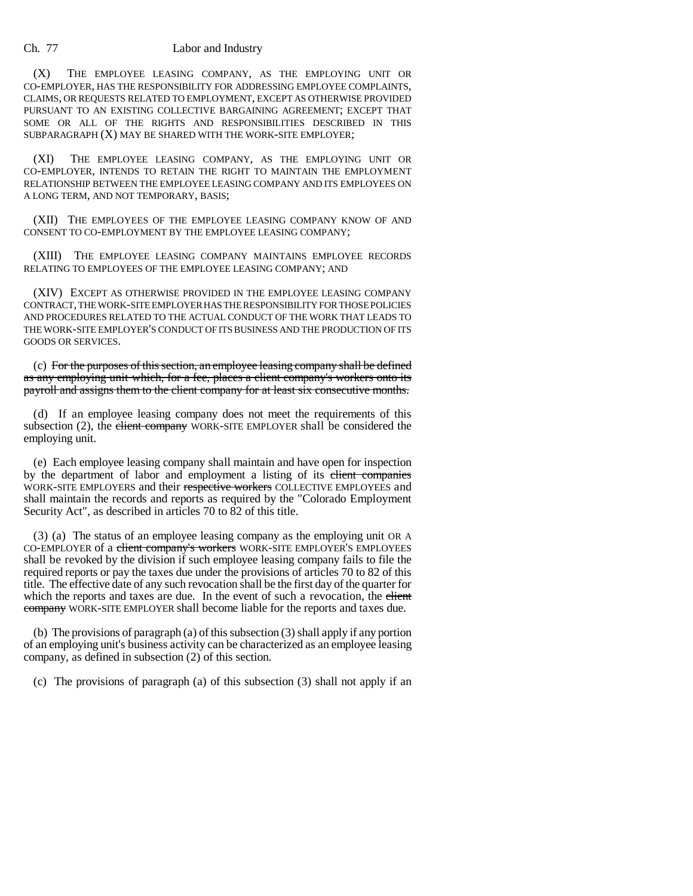(X) THE EMPLOYEE LEASING COMPANY, AS THE EMPLOYING UNIT OR CO-EMPLOYER, HAS THE RESPONSIBILITY FOR ADDRESSING EMPLOYEE COMPLAINTS, CLAIMS, OR REQUESTS RELATED TO EMPLOYMENT, EXCEPT AS OTHERWISE PROVIDED PURSUANT TO AN EXISTING COLLECTIVE BARGAINING AGREEMENT; EXCEPT THAT SOME OR ALL OF THE RIGHTS AND RESPONSIBILITIES DESCRIBED IN THIS SUBPARAGRAPH (X) MAY BE SHARED WITH THE WORK-SITE EMPLOYER;

(XI) THE EMPLOYEE LEASING COMPANY, AS THE EMPLOYING UNIT OR CO-EMPLOYER, INTENDS TO RETAIN THE RIGHT TO MAINTAIN THE EMPLOYMENT RELATIONSHIP BETWEEN THE EMPLOYEE LEASING COMPANY AND ITS EMPLOYEES ON A LONG TERM, AND NOT TEMPORARY, BASIS;

(XII) THE EMPLOYEES OF THE EMPLOYEE LEASING COMPANY KNOW OF AND CONSENT TO CO-EMPLOYMENT BY THE EMPLOYEE LEASING COMPANY;

(XIII) THE EMPLOYEE LEASING COMPANY MAINTAINS EMPLOYEE RECORDS RELATING TO EMPLOYEES OF THE EMPLOYEE LEASING COMPANY; AND

(XIV) EXCEPT AS OTHERWISE PROVIDED IN THE EMPLOYEE LEASING COMPANY CONTRACT, THE WORK-SITE EMPLOYER HAS THE RESPONSIBILITY FOR THOSE POLICIES AND PROCEDURES RELATED TO THE ACTUAL CONDUCT OF THE WORK THAT LEADS TO THE WORK-SITE EMPLOYER'S CONDUCT OF ITS BUSINESS AND THE PRODUCTION OF ITS GOODS OR SERVICES.

(c) ~~For the purposes of this section, an employee leasing company shall be defined as any employing unit which, for a fee, places a client company's workers onto its payroll and assigns them to the client company for at least six consecutive months.~~

(d) If an employee leasing company does not meet the requirements of this subsection (2), the ~~client company~~ WORK-SITE EMPLOYER shall be considered the employing unit.

(e) Each employee leasing company shall maintain and have open for inspection by the department of labor and employment a listing of its ~~client companies~~ WORK-SITE EMPLOYERS and their ~~respective workers~~ COLLECTIVE EMPLOYEES and shall maintain the records and reports as required by the "Colorado Employment Security Act", as described in articles 70 to 82 of this title.

(3) (a) The status of an employee leasing company as the employing unit OR A CO-EMPLOYER of a ~~client company's workers~~ WORK-SITE EMPLOYER'S EMPLOYEES shall be revoked by the division if such employee leasing company fails to file the required reports or pay the taxes due under the provisions of articles 70 to 82 of this title. The effective date of any such revocation shall be the first day of the quarter for which the reports and taxes are due. In the event of such a revocation, the ~~client company~~ WORK-SITE EMPLOYER shall become liable for the reports and taxes due.

(b) The provisions of paragraph (a) of this subsection (3) shall apply if any portion of an employing unit's business activity can be characterized as an employee leasing company, as defined in subsection (2) of this section.

(c) The provisions of paragraph (a) of this subsection (3) shall not apply if an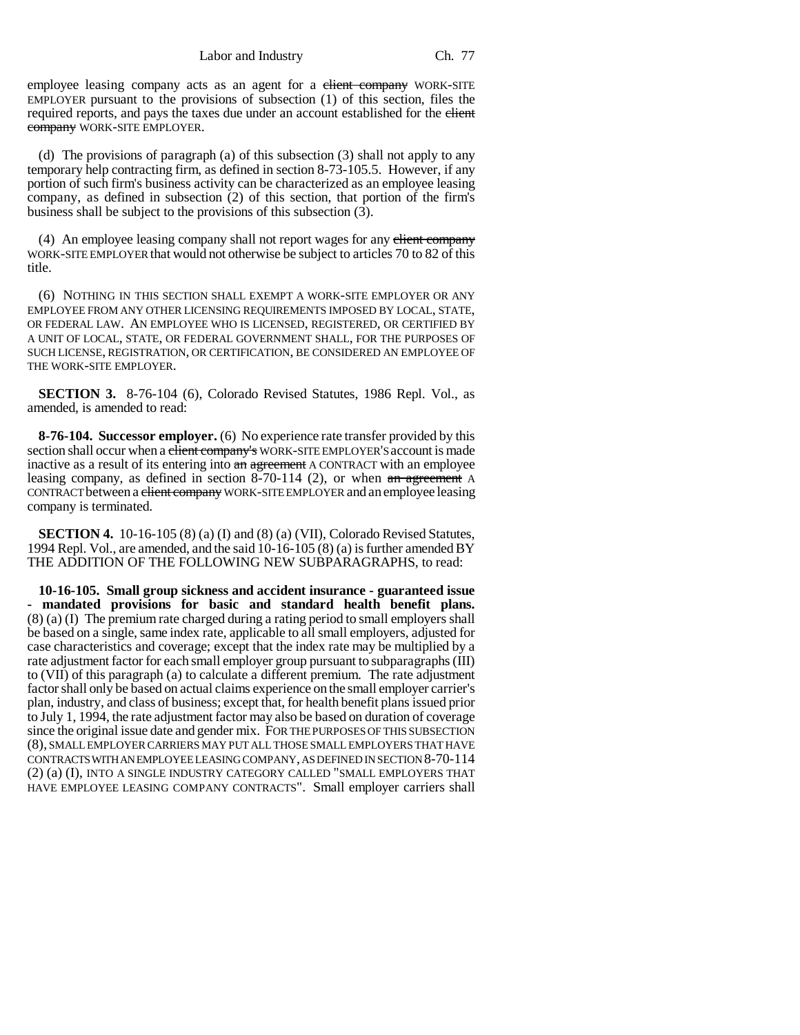employee leasing company acts as an agent for a ~~client company~~ WORK-SITE EMPLOYER pursuant to the provisions of subsection (1) of this section, files the required reports, and pays the taxes due under an account established for the ~~client company~~ WORK-SITE EMPLOYER.

(d) The provisions of paragraph (a) of this subsection (3) shall not apply to any temporary help contracting firm, as defined in section 8-73-105.5. However, if any portion of such firm's business activity can be characterized as an employee leasing company, as defined in subsection (2) of this section, that portion of the firm's business shall be subject to the provisions of this subsection (3).

(4) An employee leasing company shall not report wages for any ~~client company~~ WORK-SITE EMPLOYER that would not otherwise be subject to articles 70 to 82 of this title.

(6) NOTHING IN THIS SECTION SHALL EXEMPT A WORK-SITE EMPLOYER OR ANY EMPLOYEE FROM ANY OTHER LICENSING REQUIREMENTS IMPOSED BY LOCAL, STATE, OR FEDERAL LAW. AN EMPLOYEE WHO IS LICENSED, REGISTERED, OR CERTIFIED BY A UNIT OF LOCAL, STATE, OR FEDERAL GOVERNMENT SHALL, FOR THE PURPOSES OF SUCH LICENSE, REGISTRATION, OR CERTIFICATION, BE CONSIDERED AN EMPLOYEE OF THE WORK-SITE EMPLOYER.

**SECTION 3.** 8-76-104 (6), Colorado Revised Statutes, 1986 Repl. Vol., as amended, is amended to read:

**8-76-104. Successor employer.** (6) No experience rate transfer provided by this section shall occur when a ~~client company's~~ WORK-SITE EMPLOYER'S account is made inactive as a result of its entering into ~~an agreement~~ A CONTRACT with an employee leasing company, as defined in section 8-70-114 (2), or when ~~an agreement~~ A CONTRACT between a ~~client company~~ WORK-SITE EMPLOYER and an employee leasing company is terminated.

**SECTION 4.** 10-16-105 (8) (a) (I) and (8) (a) (VII), Colorado Revised Statutes, 1994 Repl. Vol., are amended, and the said 10-16-105 (8) (a) is further amended BY THE ADDITION OF THE FOLLOWING NEW SUBPARAGRAPHS, to read:

**10-16-105. Small group sickness and accident insurance - guaranteed issue - mandated provisions for basic and standard health benefit plans.** (8) (a) (I) The premium rate charged during a rating period to small employers shall be based on a single, same index rate, applicable to all small employers, adjusted for case characteristics and coverage; except that the index rate may be multiplied by a rate adjustment factor for each small employer group pursuant to subparagraphs (III) to (VII) of this paragraph (a) to calculate a different premium. The rate adjustment factor shall only be based on actual claims experience on the small employer carrier's plan, industry, and class of business; except that, for health benefit plans issued prior to July 1, 1994, the rate adjustment factor may also be based on duration of coverage since the original issue date and gender mix. FOR THE PURPOSES OF THIS SUBSECTION (8), SMALL EMPLOYER CARRIERS MAY PUT ALL THOSE SMALL EMPLOYERS THAT HAVE CONTRACTS WITH AN EMPLOYEE LEASING COMPANY, AS DEFINED IN SECTION 8-70-114 (2) (a) (I), INTO A SINGLE INDUSTRY CATEGORY CALLED "SMALL EMPLOYERS THAT HAVE EMPLOYEE LEASING COMPANY CONTRACTS". Small employer carriers shall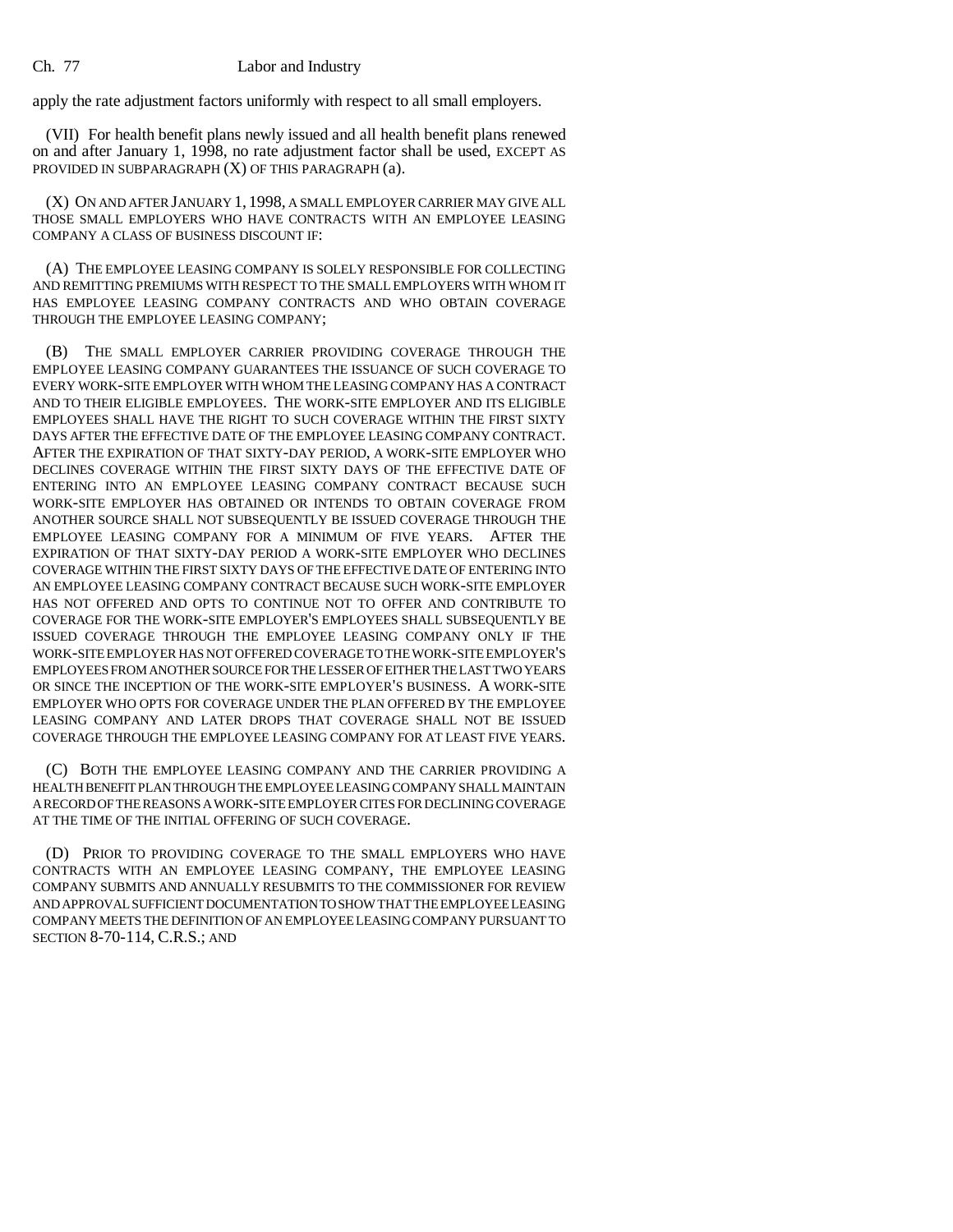apply the rate adjustment factors uniformly with respect to all small employers.

(VII) For health benefit plans newly issued and all health benefit plans renewed on and after January 1, 1998, no rate adjustment factor shall be used, EXCEPT AS PROVIDED IN SUBPARAGRAPH (X) OF THIS PARAGRAPH (a).

(X) ON AND AFTER JANUARY 1, 1998, A SMALL EMPLOYER CARRIER MAY GIVE ALL THOSE SMALL EMPLOYERS WHO HAVE CONTRACTS WITH AN EMPLOYEE LEASING COMPANY A CLASS OF BUSINESS DISCOUNT IF:

(A) THE EMPLOYEE LEASING COMPANY IS SOLELY RESPONSIBLE FOR COLLECTING AND REMITTING PREMIUMS WITH RESPECT TO THE SMALL EMPLOYERS WITH WHOM IT HAS EMPLOYEE LEASING COMPANY CONTRACTS AND WHO OBTAIN COVERAGE THROUGH THE EMPLOYEE LEASING COMPANY;

(B) THE SMALL EMPLOYER CARRIER PROVIDING COVERAGE THROUGH THE EMPLOYEE LEASING COMPANY GUARANTEES THE ISSUANCE OF SUCH COVERAGE TO EVERY WORK-SITE EMPLOYER WITH WHOM THE LEASING COMPANY HAS A CONTRACT AND TO THEIR ELIGIBLE EMPLOYEES. THE WORK-SITE EMPLOYER AND ITS ELIGIBLE EMPLOYEES SHALL HAVE THE RIGHT TO SUCH COVERAGE WITHIN THE FIRST SIXTY DAYS AFTER THE EFFECTIVE DATE OF THE EMPLOYEE LEASING COMPANY CONTRACT. AFTER THE EXPIRATION OF THAT SIXTY-DAY PERIOD, A WORK-SITE EMPLOYER WHO DECLINES COVERAGE WITHIN THE FIRST SIXTY DAYS OF THE EFFECTIVE DATE OF ENTERING INTO AN EMPLOYEE LEASING COMPANY CONTRACT BECAUSE SUCH WORK-SITE EMPLOYER HAS OBTAINED OR INTENDS TO OBTAIN COVERAGE FROM ANOTHER SOURCE SHALL NOT SUBSEQUENTLY BE ISSUED COVERAGE THROUGH THE EMPLOYEE LEASING COMPANY FOR A MINIMUM OF FIVE YEARS. AFTER THE EXPIRATION OF THAT SIXTY-DAY PERIOD A WORK-SITE EMPLOYER WHO DECLINES COVERAGE WITHIN THE FIRST SIXTY DAYS OF THE EFFECTIVE DATE OF ENTERING INTO AN EMPLOYEE LEASING COMPANY CONTRACT BECAUSE SUCH WORK-SITE EMPLOYER HAS NOT OFFERED AND OPTS TO CONTINUE NOT TO OFFER AND CONTRIBUTE TO COVERAGE FOR THE WORK-SITE EMPLOYER'S EMPLOYEES SHALL SUBSEQUENTLY BE ISSUED COVERAGE THROUGH THE EMPLOYEE LEASING COMPANY ONLY IF THE WORK-SITE EMPLOYER HAS NOT OFFERED COVERAGE TO THE WORK-SITE EMPLOYER'S EMPLOYEES FROM ANOTHER SOURCE FOR THE LESSER OF EITHER THE LAST TWO YEARS OR SINCE THE INCEPTION OF THE WORK-SITE EMPLOYER'S BUSINESS. A WORK-SITE EMPLOYER WHO OPTS FOR COVERAGE UNDER THE PLAN OFFERED BY THE EMPLOYEE LEASING COMPANY AND LATER DROPS THAT COVERAGE SHALL NOT BE ISSUED COVERAGE THROUGH THE EMPLOYEE LEASING COMPANY FOR AT LEAST FIVE YEARS.

(C) BOTH THE EMPLOYEE LEASING COMPANY AND THE CARRIER PROVIDING A HEALTH BENEFIT PLAN THROUGH THE EMPLOYEE LEASING COMPANY SHALL MAINTAIN A RECORD OF THE REASONS A WORK-SITE EMPLOYER CITES FOR DECLINING COVERAGE AT THE TIME OF THE INITIAL OFFERING OF SUCH COVERAGE.

(D) PRIOR TO PROVIDING COVERAGE TO THE SMALL EMPLOYERS WHO HAVE CONTRACTS WITH AN EMPLOYEE LEASING COMPANY, THE EMPLOYEE LEASING COMPANY SUBMITS AND ANNUALLY RESUBMITS TO THE COMMISSIONER FOR REVIEW AND APPROVAL SUFFICIENT DOCUMENTATION TO SHOW THAT THE EMPLOYEE LEASING COMPANY MEETS THE DEFINITION OF AN EMPLOYEE LEASING COMPANY PURSUANT TO SECTION 8-70-114, C.R.S.; AND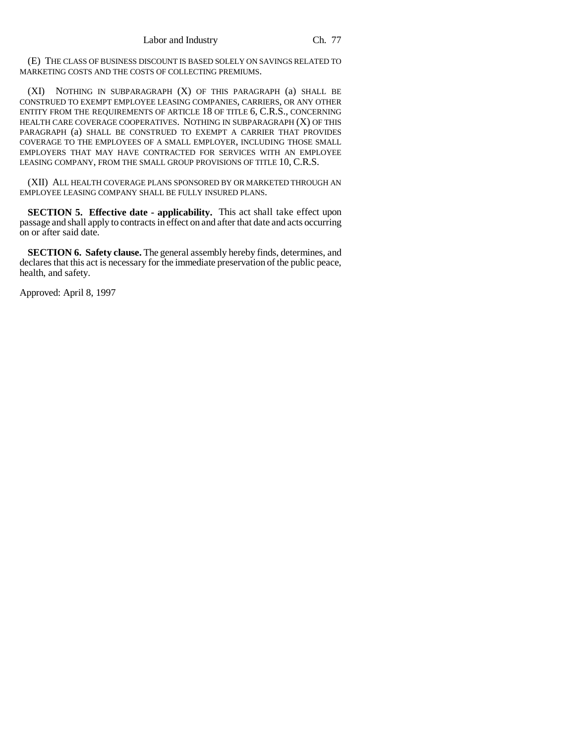(E) THE CLASS OF BUSINESS DISCOUNT IS BASED SOLELY ON SAVINGS RELATED TO MARKETING COSTS AND THE COSTS OF COLLECTING PREMIUMS.

(XI) NOTHING IN SUBPARAGRAPH (X) OF THIS PARAGRAPH (a) SHALL BE CONSTRUED TO EXEMPT EMPLOYEE LEASING COMPANIES, CARRIERS, OR ANY OTHER ENTITY FROM THE REQUIREMENTS OF ARTICLE 18 OF TITLE 6, C.R.S., CONCERNING HEALTH CARE COVERAGE COOPERATIVES. NOTHING IN SUBPARAGRAPH (X) OF THIS PARAGRAPH (a) SHALL BE CONSTRUED TO EXEMPT A CARRIER THAT PROVIDES COVERAGE TO THE EMPLOYEES OF A SMALL EMPLOYER, INCLUDING THOSE SMALL EMPLOYERS THAT MAY HAVE CONTRACTED FOR SERVICES WITH AN EMPLOYEE LEASING COMPANY, FROM THE SMALL GROUP PROVISIONS OF TITLE 10, C.R.S.

(XII) ALL HEALTH COVERAGE PLANS SPONSORED BY OR MARKETED THROUGH AN EMPLOYEE LEASING COMPANY SHALL BE FULLY INSURED PLANS.

**SECTION 5. Effective date - applicability.** This act shall take effect upon passage and shall apply to contracts in effect on and after that date and acts occurring on or after said date.

**SECTION 6. Safety clause.** The general assembly hereby finds, determines, and declares that this act is necessary for the immediate preservation of the public peace, health, and safety.

Approved: April 8, 1997